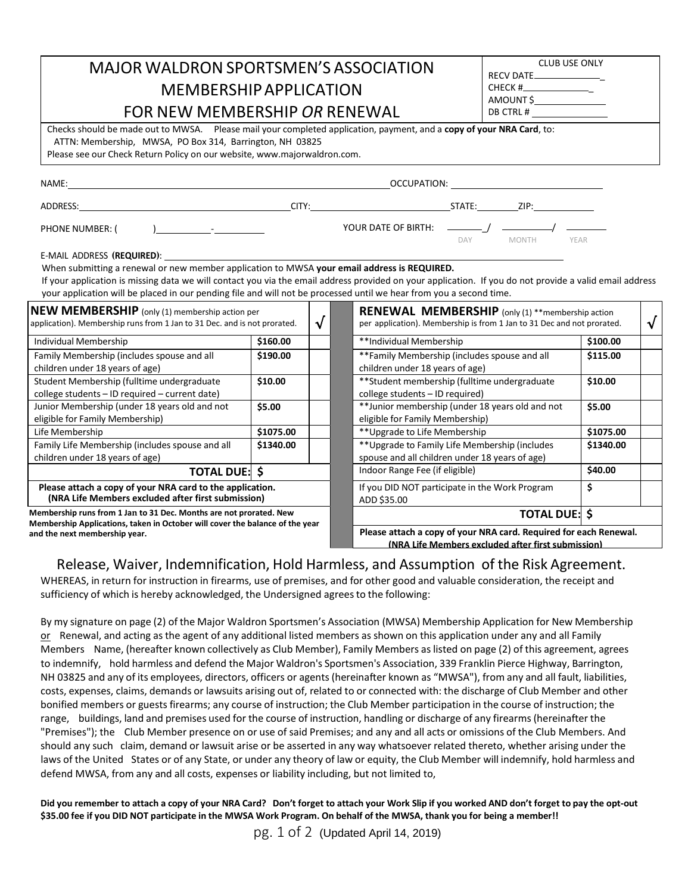# MAJOR WALDRON SPORTSMEN'S ASSOCIATION MEMBERSHIP APPLICATION FOR NEW MEMBERSHIP *OR* RENEWAL

| CLUB USE ONLY |
|---|
| RECV DATE_______________ |
| CHECK #______________ |
| AMOUNT $______________ |
| DB CTRL # ______________ |

Checks should be made out to MWSA. Please mail your completed application, payment, and a **copy of your NRA Card**, to:
ATTN: Membership, MWSA, PO Box 314, Barrington, NH 03825
Please see our Check Return Policy on our website, www.majorwaldron.com.

NAME:______________________________________________ OCCUPATION: ______________________

ADDRESS:____________________________ CITY:______________________ STATE:________ ZIP:____________

PHONE NUMBER: ( )__________-__________ YOUR DATE OF BIRTH: ______/ ________/ ________ (DAY MONTH YEAR)

E-MAIL ADDRESS **(REQUIRED)**: ______________________________________________

When submitting a renewal or new member application to MWSA **your email address is REQUIRED.**
If your application is missing data we will contact you via the email address provided on your application. If you do not provide a valid email address your application will be placed in our pending file and will not be processed until we hear from you a second time.

| **NEW MEMBERSHIP** (only (1) membership action per application). Membership runs from 1 Jan to 31 Dec. and is not prorated. | | √ |
|---|---|---|
| Individual Membership | **$160.00** | |
| Family Membership (includes spouse and all children under 18 years of age) | **$190.00** | |
| Student Membership (fulltime undergraduate college students – ID required – current date) | **$10.00** | |
| Junior Membership (under 18 years old and not eligible for Family Membership) | **$5.00** | |
| Life Membership | **$1075.00** | |
| Family Life Membership (includes spouse and all children under 18 years of age) | **$1340.00** | |
| **TOTAL DUE:** | **$** | |
| **Please attach a copy of your NRA card to the application. (NRA Life Members excluded after first submission)** | | |

**Membership runs from 1 Jan to 31 Dec. Months are not prorated. New Membership Applications, taken in October will cover the balance of the year and the next membership year.**

| **RENEWAL MEMBERSHIP** (only (1) **membership action per application). Membership is from 1 Jan to 31 Dec and not prorated. | | √ |
|---|---|---|
| **Individual Membership | **$100.00** | |
| **Family Membership (includes spouse and all children under 18 years of age) | **$115.00** | |
| **Student membership (fulltime undergraduate college students – ID required) | **$10.00** | |
| **Junior membership (under 18 years old and not eligible for Family Membership) | **$5.00** | |
| **Upgrade to Life Membership | **$1075.00** | |
| **Upgrade to Family Life Membership (includes spouse and all children under 18 years of age) | **$1340.00** | |
| Indoor Range Fee (if eligible) | **$40.00** | |
| If you DID NOT participate in the Work Program ADD $35.00 | **$** | |
| **TOTAL DUE:** | **$** | |
| **Please attach a copy of your NRA card. Required for each Renewal. (NRA Life Members excluded after first submission)** | | |

## Release, Waiver, Indemnification, Hold Harmless, and Assumption of the Risk Agreement.

WHEREAS, in return for instruction in firearms, use of premises, and for other good and valuable consideration, the receipt and sufficiency of which is hereby acknowledged, the Undersigned agrees to the following:

By my signature on page (2) of the Major Waldron Sportsmen's Association (MWSA) Membership Application for New Membership <u>or</u> Renewal, and acting as the agent of any additional listed members as shown on this application under any and all Family Members Name, (hereafter known collectively as Club Member), Family Members as listed on page (2) of this agreement, agrees to indemnify, hold harmless and defend the Major Waldron's Sportsmen's Association, 339 Franklin Pierce Highway, Barrington, NH 03825 and any of its employees, directors, officers or agents (hereinafter known as "MWSA"), from any and all fault, liabilities, costs, expenses, claims, demands or lawsuits arising out of, related to or connected with: the discharge of Club Member and other bonified members or guests firearms; any course of instruction; the Club Member participation in the course of instruction; the range, buildings, land and premises used for the course of instruction, handling or discharge of any firearms (hereinafter the "Premises"); the Club Member presence on or use of said Premises; and any and all acts or omissions of the Club Members. And should any such claim, demand or lawsuit arise or be asserted in any way whatsoever related thereto, whether arising under the laws of the United States or of any State, or under any theory of law or equity, the Club Member will indemnify, hold harmless and defend MWSA, from any and all costs, expenses or liability including, but not limited to,

**Did you remember to attach a copy of your NRA Card? Don't forget to attach your Work Slip if you worked AND don't forget to pay the opt-out $35.00 fee if you DID NOT participate in the MWSA Work Program. On behalf of the MWSA, thank you for being a member!!**

(Updated April 14, 2019)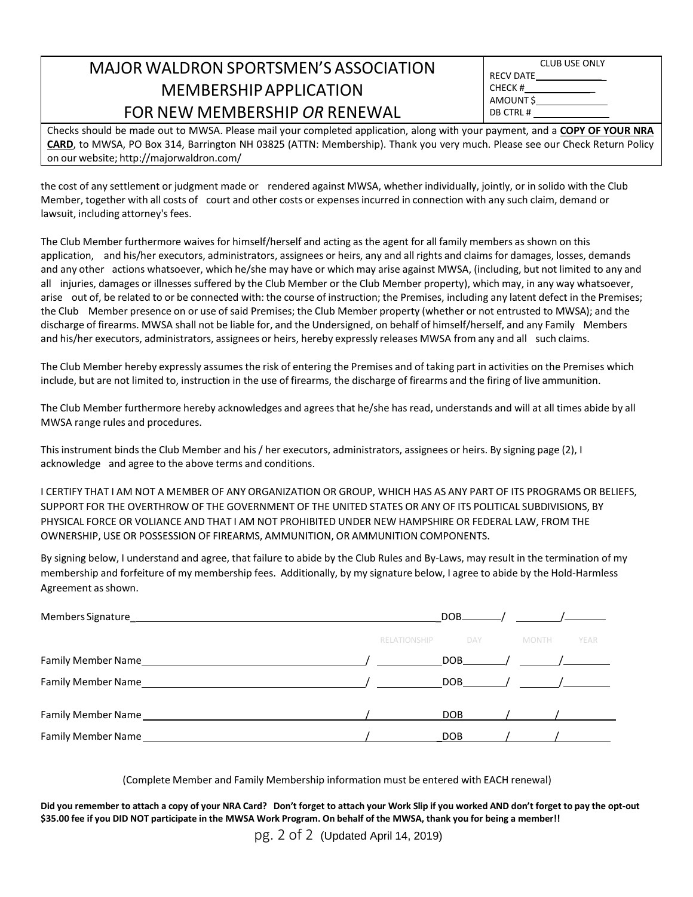# MAJOR WALDRON SPORTSMEN'S ASSOCIATION MEMBERSHIP APPLICATION FOR NEW MEMBERSHIP *OR* RENEWAL

| CLUB USE ONLY |
|---|
| RECV DATE________ |
| CHECK #________ |
| AMOUNT $________ |
| DB CTRL #________ |

Checks should be made out to MWSA. Please mail your completed application, along with your payment, and a **COPY OF YOUR NRA CARD**, to MWSA, PO Box 314, Barrington NH 03825 (ATTN: Membership). Thank you very much. Please see our Check Return Policy on our website; http://majorwaldron.com/

the cost of any settlement or judgment made or rendered against MWSA, whether individually, jointly, or in solido with the Club Member, together with all costs of court and other costs or expenses incurred in connection with any such claim, demand or lawsuit, including attorney's fees.

The Club Member furthermore waives for himself/herself and acting as the agent for all family members as shown on this application, and his/her executors, administrators, assignees or heirs, any and all rights and claims for damages, losses, demands and any other actions whatsoever, which he/she may have or which may arise against MWSA, (including, but not limited to any and all injuries, damages or illnesses suffered by the Club Member or the Club Member property), which may, in any way whatsoever, arise out of, be related to or be connected with: the course of instruction; the Premises, including any latent defect in the Premises; the Club Member presence on or use of said Premises; the Club Member property (whether or not entrusted to MWSA); and the discharge of firearms. MWSA shall not be liable for, and the Undersigned, on behalf of himself/herself, and any Family Members and his/her executors, administrators, assignees or heirs, hereby expressly releases MWSA from any and all such claims.

The Club Member hereby expressly assumes the risk of entering the Premises and of taking part in activities on the Premises which include, but are not limited to, instruction in the use of firearms, the discharge of firearms and the firing of live ammunition.

The Club Member furthermore hereby acknowledges and agrees that he/she has read, understands and will at all times abide by all MWSA range rules and procedures.

This instrument binds the Club Member and his / her executors, administrators, assignees or heirs. By signing page (2), I acknowledge and agree to the above terms and conditions.

I CERTIFY THAT I AM NOT A MEMBER OF ANY ORGANIZATION OR GROUP, WHICH HAS AS ANY PART OF ITS PROGRAMS OR BELIEFS, SUPPORT FOR THE OVERTHROW OF THE GOVERNMENT OF THE UNITED STATES OR ANY OF ITS POLITICAL SUBDIVISIONS, BY PHYSICAL FORCE OR VOLIANCE AND THAT I AM NOT PROHIBITED UNDER NEW HAMPSHIRE OR FEDERAL LAW, FROM THE OWNERSHIP, USE OR POSSESSION OF FIREARMS, AMMUNITION, OR AMMUNITION COMPONENTS.

By signing below, I understand and agree, that failure to abide by the Club Rules and By-Laws, may result in the termination of my membership and forfeiture of my membership fees. Additionally, by my signature below, I agree to abide by the Hold-Harmless Agreement as shown.

Members Signature__________________________ DOB_____/_____/_____

| | RELATIONSHIP | DAY | MONTH | YEAR |
|---|---|---|---|---|
| Family Member Name______________ / | | DOB_____ / | _____ / | _____ |
| Family Member Name______________ / | | DOB_____ / | _____ / | _____ |
| Family Member Name______________ / | | DOB_____ / | _____ / | _____ |
| Family Member Name______________ / | | DOB_____ / | _____ / | _____ |

(Complete Member and Family Membership information must be entered with EACH renewal)

**Did you remember to attach a copy of your NRA Card? Don't forget to attach your Work Slip if you worked AND don't forget to pay the opt-out $35.00 fee if you DID NOT participate in the MWSA Work Program. On behalf of the MWSA, thank you for being a member!!**

(Updated April 14, 2019)